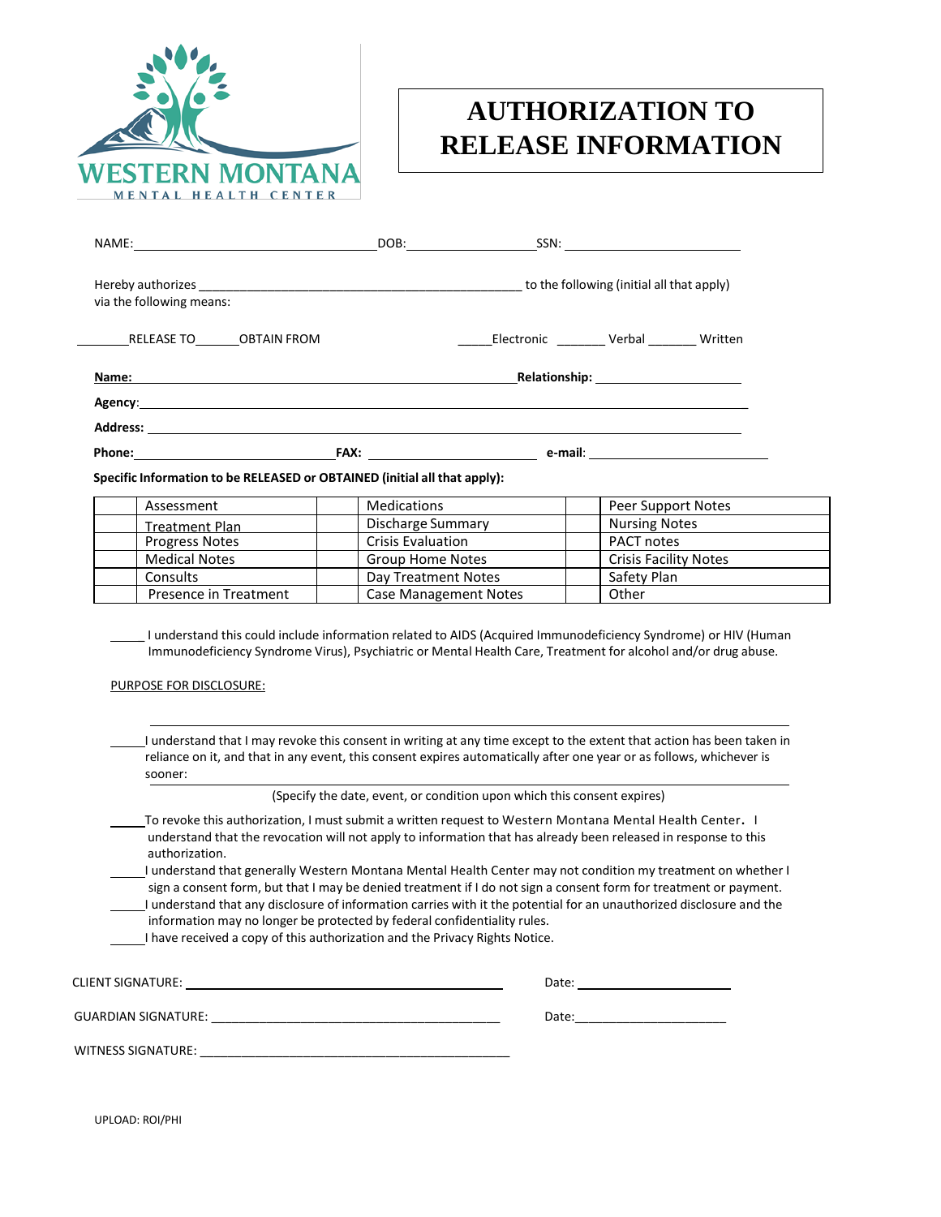WESTERN MONTANA
MENTAL HEALTH CENTER

# AUTHORIZATION TO RELEASE INFORMATION

NAME:_________________________ DOB:_______________ SSN: ___________________

Hereby authorizes ________________________________________ to the following (initial all that apply) via the following means:

_______RELEASE TO______OBTAIN FROM _____Electronic _______ Verbal _______ Written

**Name:** ______________________________________________ **Relationship:** ________________

**Agency**: ________________________________________________________________

**Address:** _______________________________________________________________

**Phone:**_____________________ **FAX:** ___________________ **e-mail**: ____________________

**Specific Information to be RELEASED or OBTAINED (initial all that apply):**

| | | | | | |
|---|---|---|---|---|---|
| | Assessment | | Medications | | Peer Support Notes |
| | Treatment Plan | | Discharge Summary | | Nursing Notes |
| | Progress Notes | | Crisis Evaluation | | PACT notes |
| | Medical Notes | | Group Home Notes | | Crisis Facility Notes |
| | Consults | | Day Treatment Notes | | Safety Plan |
| | Presence in Treatment | | Case Management Notes | | Other |

_____ I understand this could include information related to AIDS (Acquired Immunodeficiency Syndrome) or HIV (Human Immunodeficiency Syndrome Virus), Psychiatric or Mental Health Care, Treatment for alcohol and/or drug abuse.

PURPOSE FOR DISCLOSURE:

________________________________________________________________

_____I understand that I may revoke this consent in writing at any time except to the extent that action has been taken in reliance on it, and that in any event, this consent expires automatically after one year or as follows, whichever is sooner:
________________________________________________________________
(Specify the date, event, or condition upon which this consent expires)

_____To revoke this authorization, I must submit a written request to Western Montana Mental Health Center. I understand that the revocation will not apply to information that has already been released in response to this authorization.

_____I understand that generally Western Montana Mental Health Center may not condition my treatment on whether I sign a consent form, but that I may be denied treatment if I do not sign a consent form for treatment or payment.

_____I understand that any disclosure of information carries with it the potential for an unauthorized disclosure and the information may no longer be protected by federal confidentiality rules.

_____I have received a copy of this authorization and the Privacy Rights Notice.

CLIENT SIGNATURE: ____________________________________ Date: __________________

GUARDIAN SIGNATURE: __________________________________ Date:__________________

WITNESS SIGNATURE: ___________________________________

UPLOAD: ROI/PHI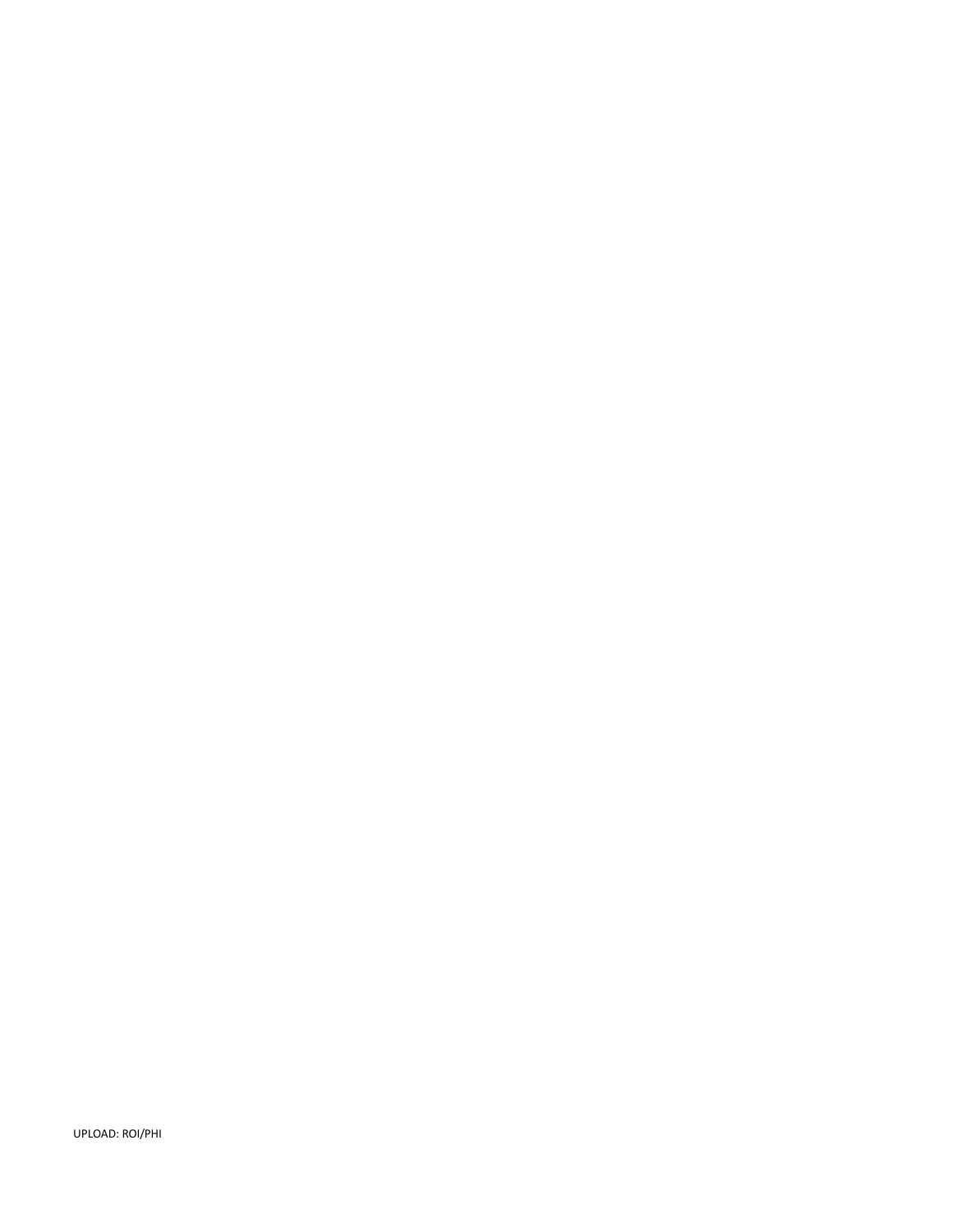UPLOAD: ROI/PHI